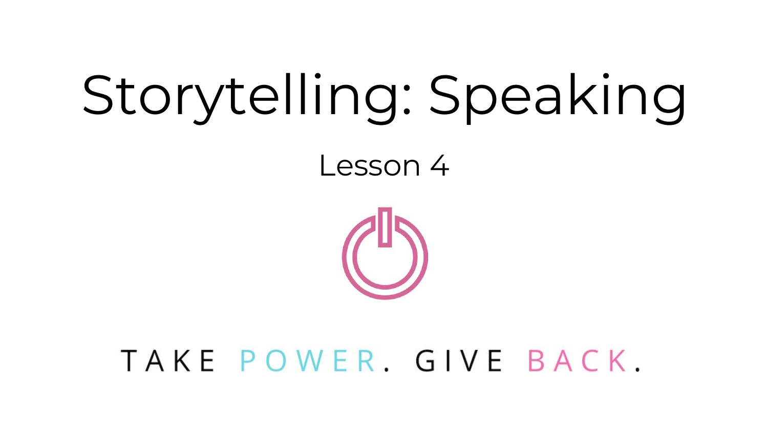# Storytelling: Speaking

Lesson 4

TAKE POWER. GIVE BACK.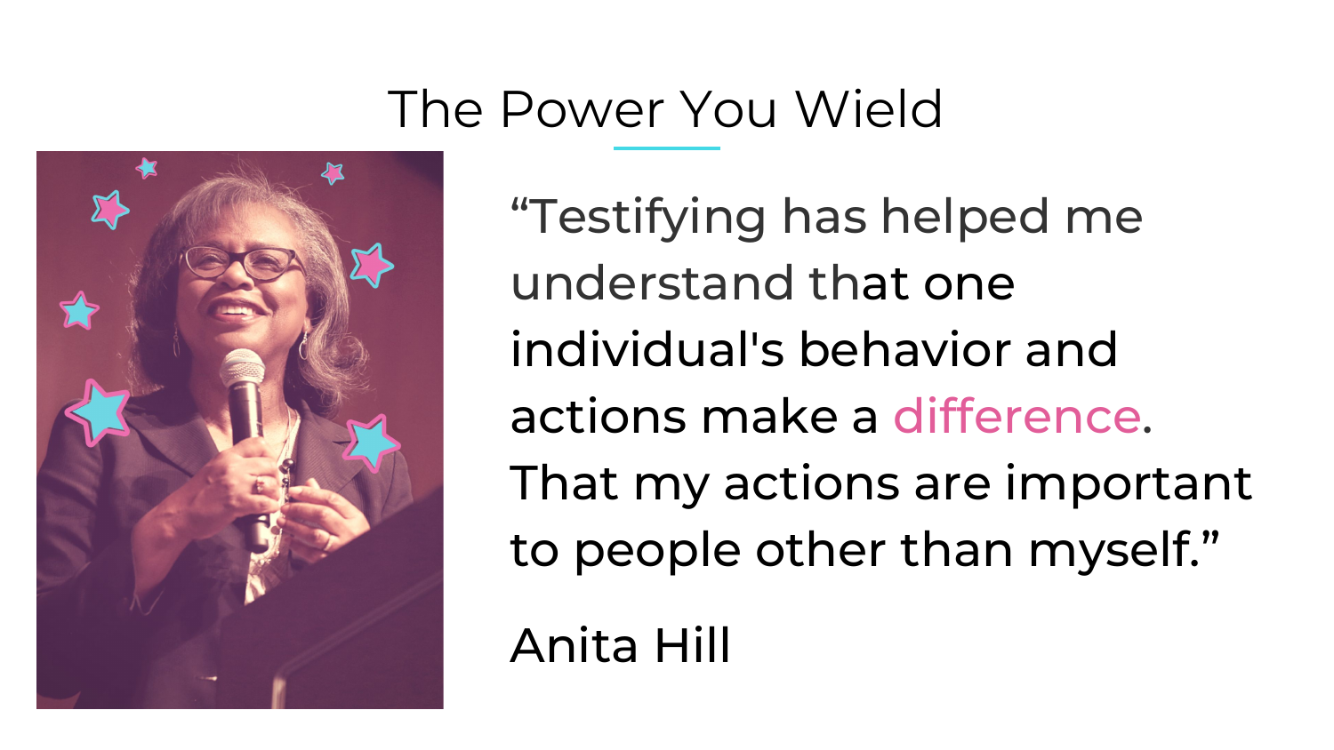# The Power You Wield

"Testifying has helped me understand that one individual's behavior and actions make a difference. That my actions are important to people other than myself."

Anita Hill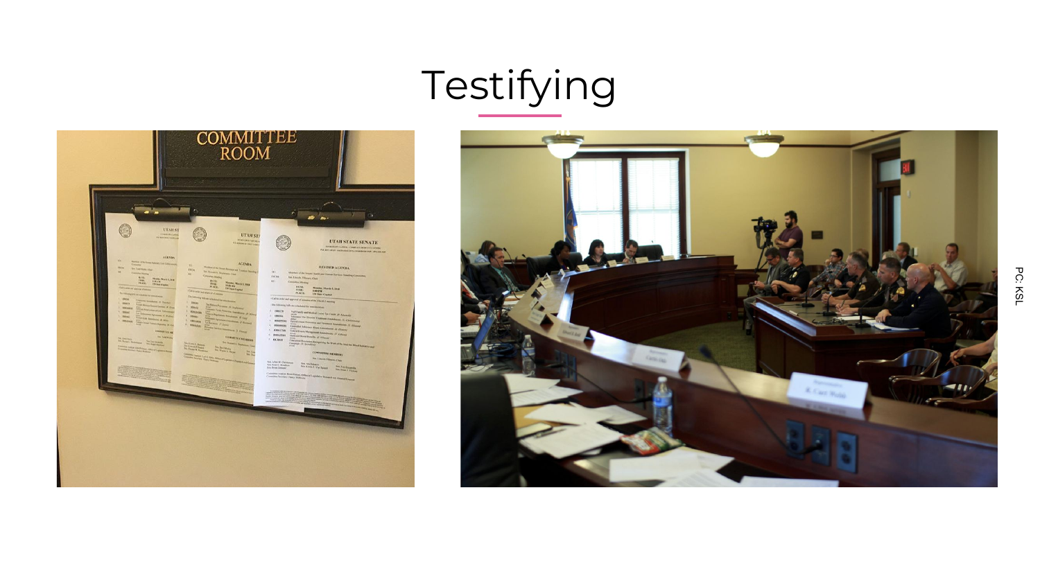# Testifying

PC: KSL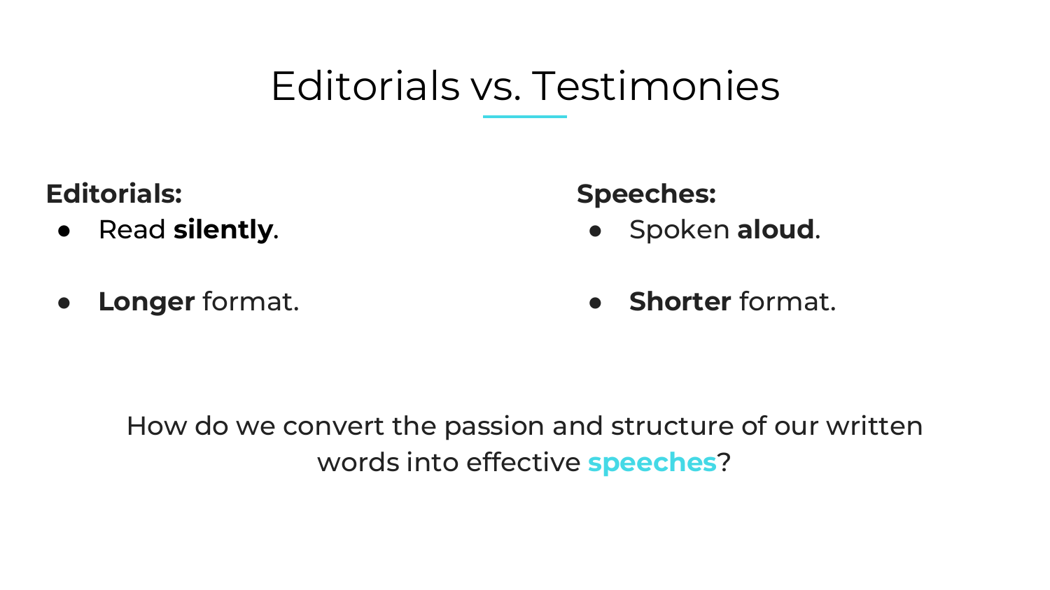# Editorials vs. Testimonies

**Editorials:**

- Read **silently**.
- **Longer** format.

**Speeches:**

- Spoken **aloud**.
- **Shorter** format.

How do we convert the passion and structure of our written words into effective **speeches**?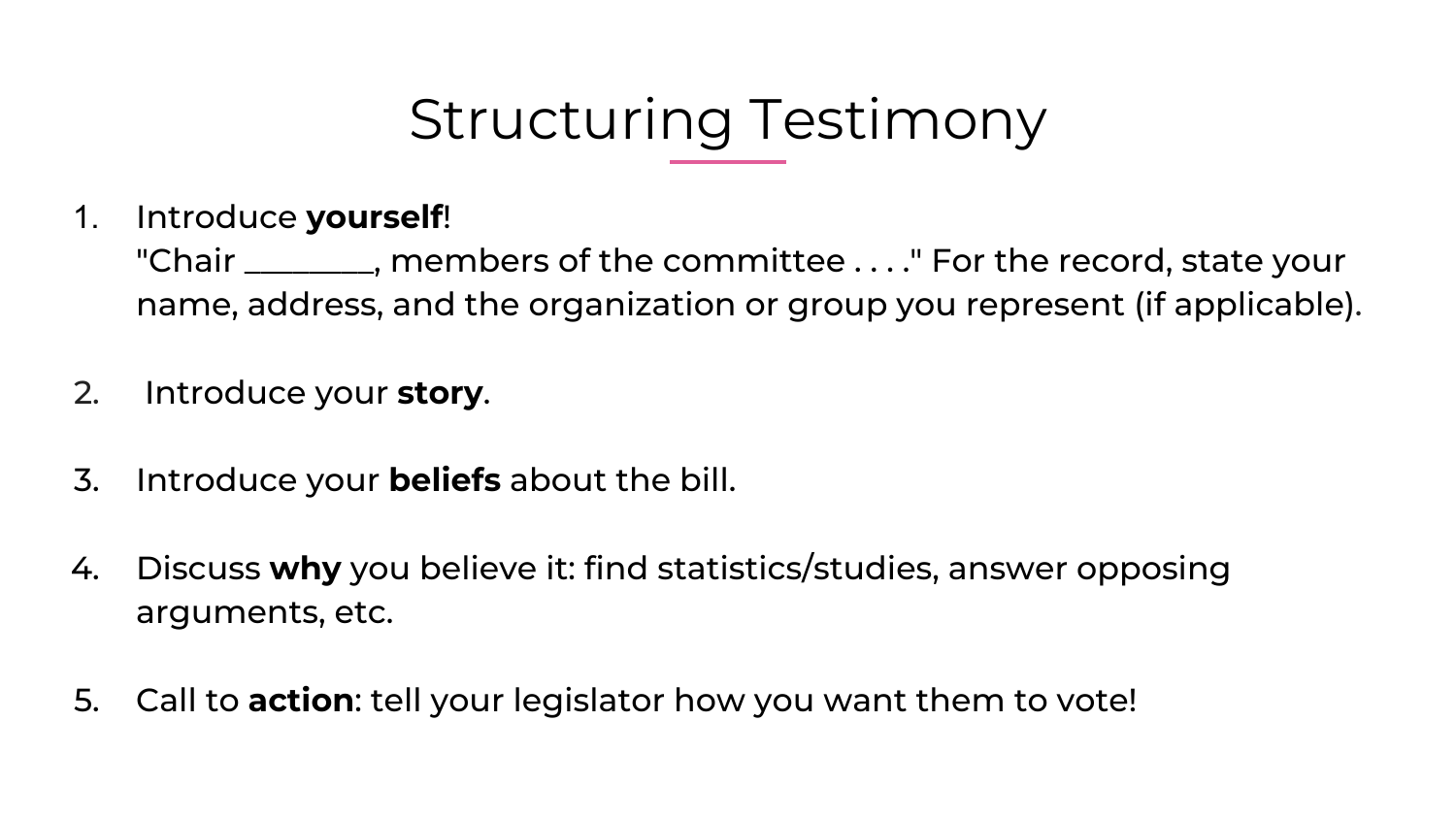# Structuring Testimony

1. Introduce **yourself**!
   "Chair ________, members of the committee . . . ." For the record, state your name, address, and the organization or group you represent (if applicable).

2. Introduce your **story**.

3. Introduce your **beliefs** about the bill.

4. Discuss **why** you believe it: find statistics/studies, answer opposing arguments, etc.

5. Call to **action**: tell your legislator how you want them to vote!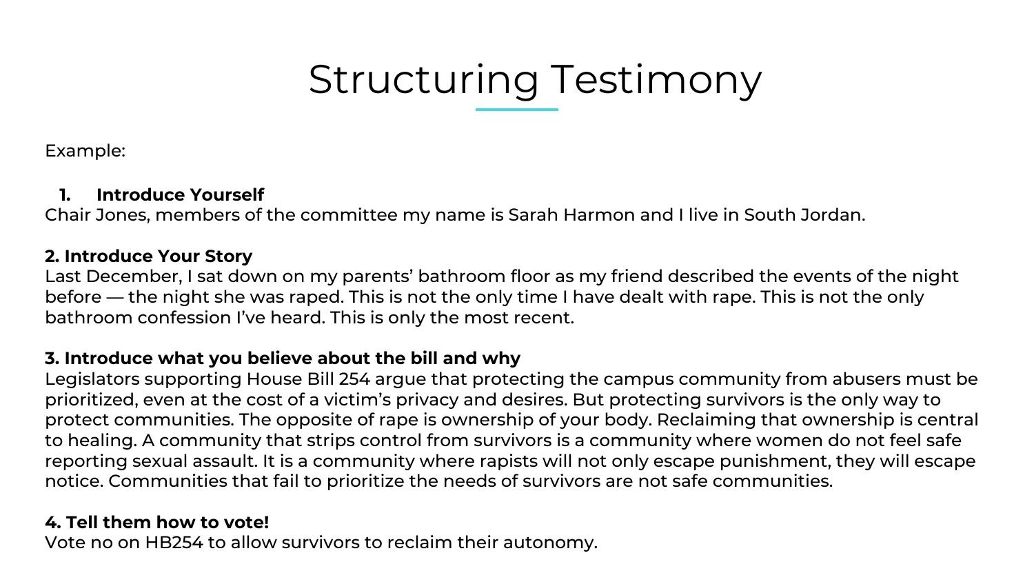# Structuring Testimony

Example:

1. **Introduce Yourself**

Chair Jones, members of the committee my name is Sarah Harmon and I live in South Jordan.

**2. Introduce Your Story**

Last December, I sat down on my parents' bathroom floor as my friend described the events of the night before — the night she was raped. This is not the only time I have dealt with rape. This is not the only bathroom confession I've heard. This is only the most recent.

**3. Introduce what you believe about the bill and why**

Legislators supporting House Bill 254 argue that protecting the campus community from abusers must be prioritized, even at the cost of a victim's privacy and desires. But protecting survivors is the only way to protect communities. The opposite of rape is ownership of your body. Reclaiming that ownership is central to healing. A community that strips control from survivors is a community where women do not feel safe reporting sexual assault. It is a community where rapists will not only escape punishment, they will escape notice. Communities that fail to prioritize the needs of survivors are not safe communities.

**4. Tell them how to vote!**

Vote no on HB254 to allow survivors to reclaim their autonomy.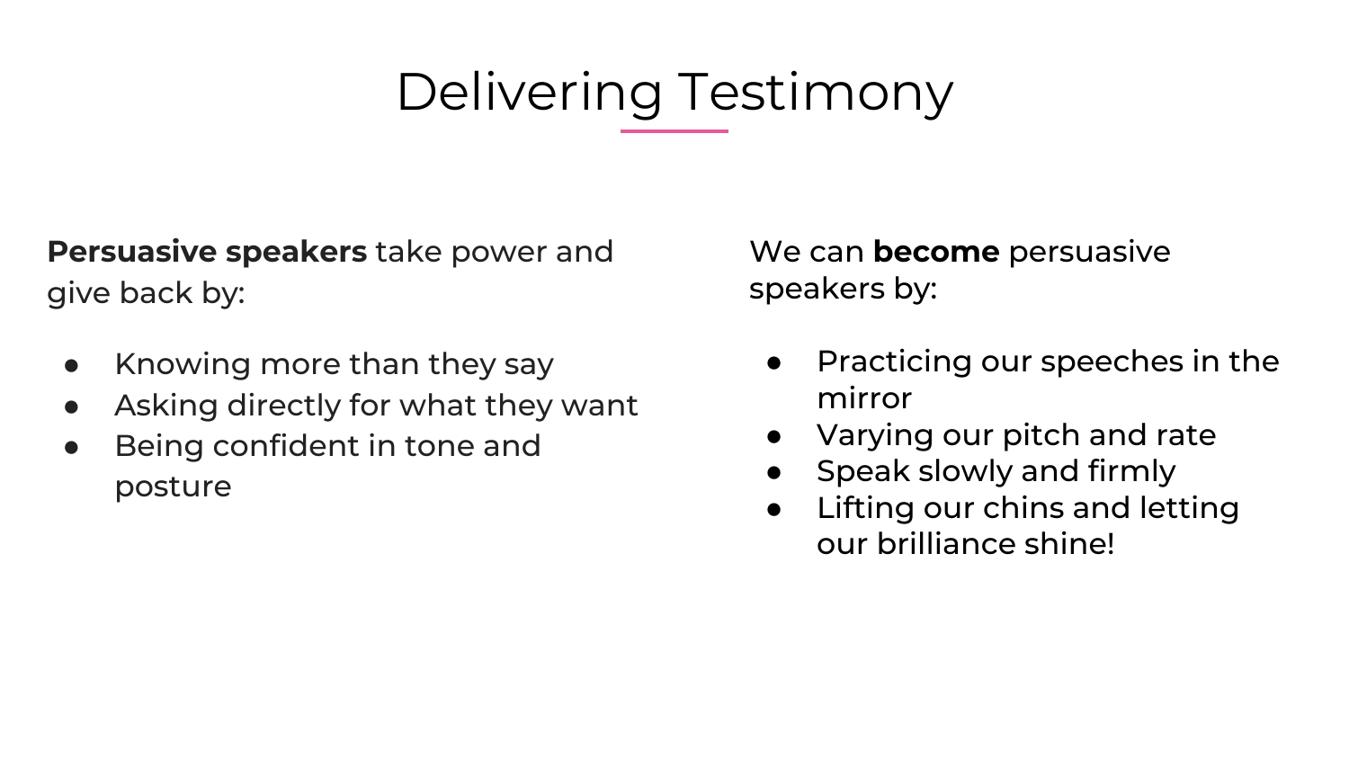# Delivering Testimony

**Persuasive speakers** take power and give back by:

- Knowing more than they say
- Asking directly for what they want
- Being confident in tone and posture

We can **become** persuasive speakers by:

- Practicing our speeches in the mirror
- Varying our pitch and rate
- Speak slowly and firmly
- Lifting our chins and letting our brilliance shine!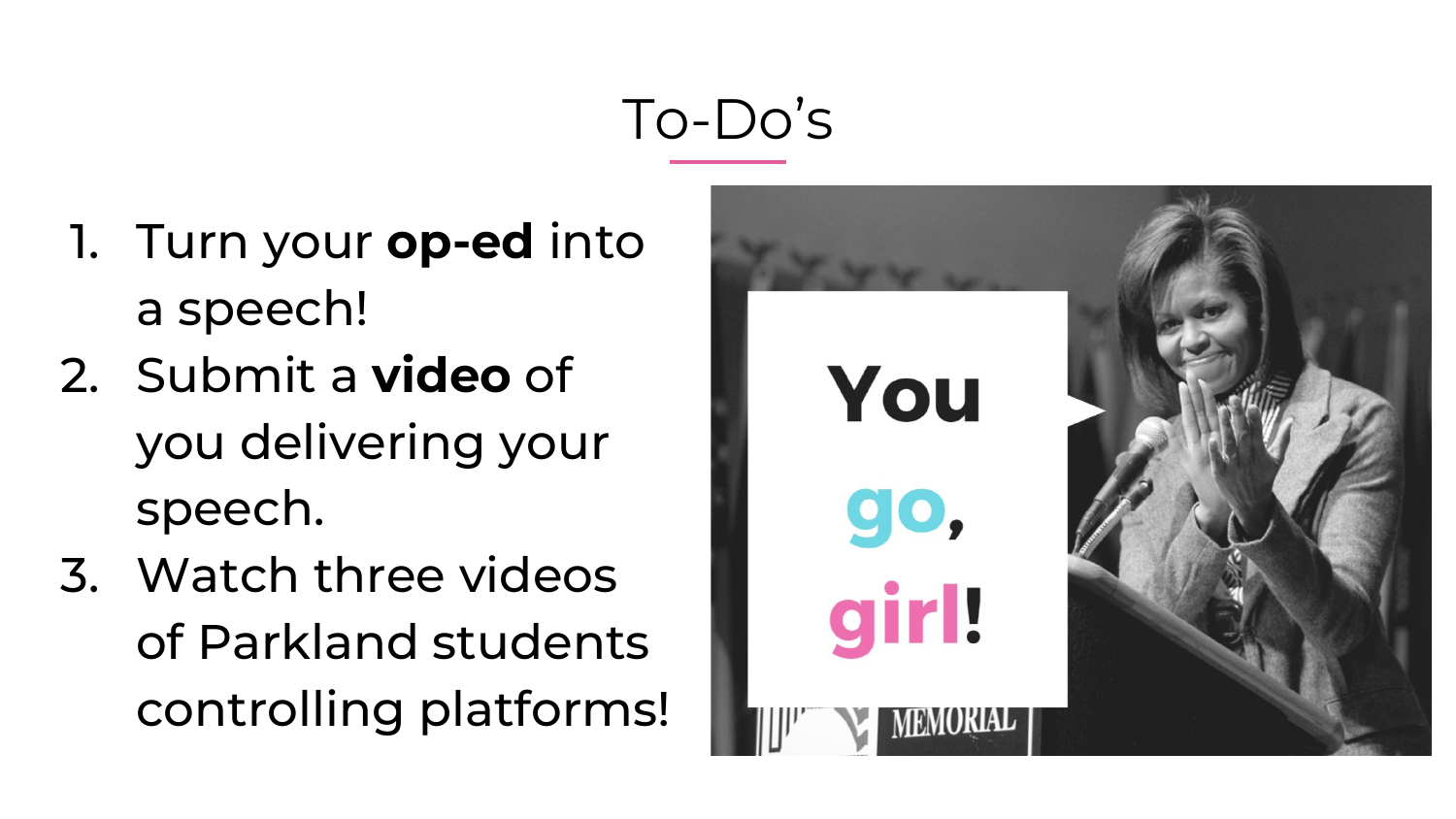# To-Do's

1. Turn your **op-ed** into a speech!
2. Submit a **video** of you delivering your speech.
3. Watch three videos of Parkland students controlling platforms!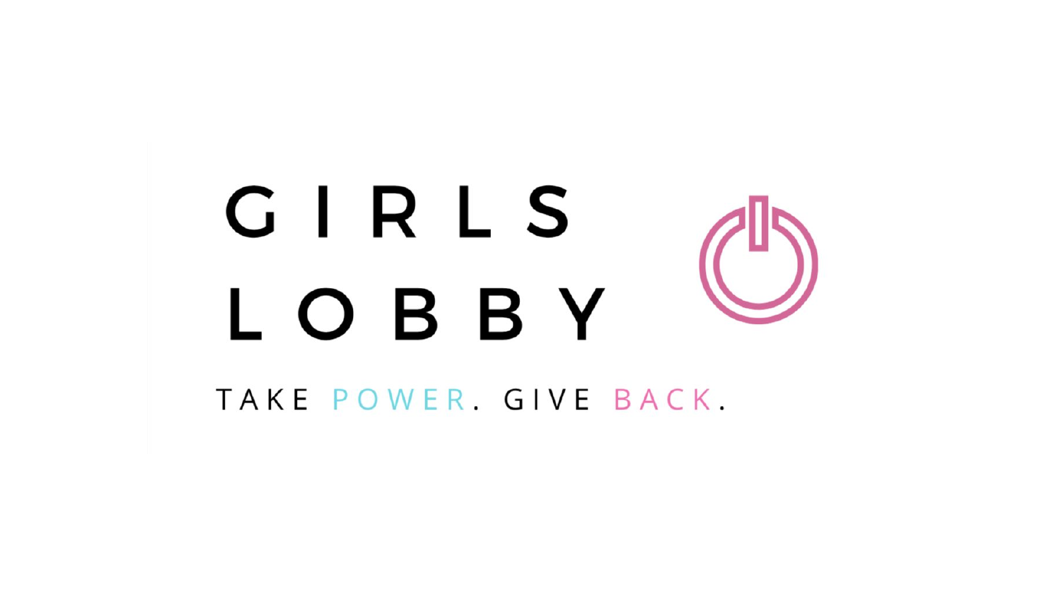# GIRLS LOBBY

TAKE POWER. GIVE BACK.